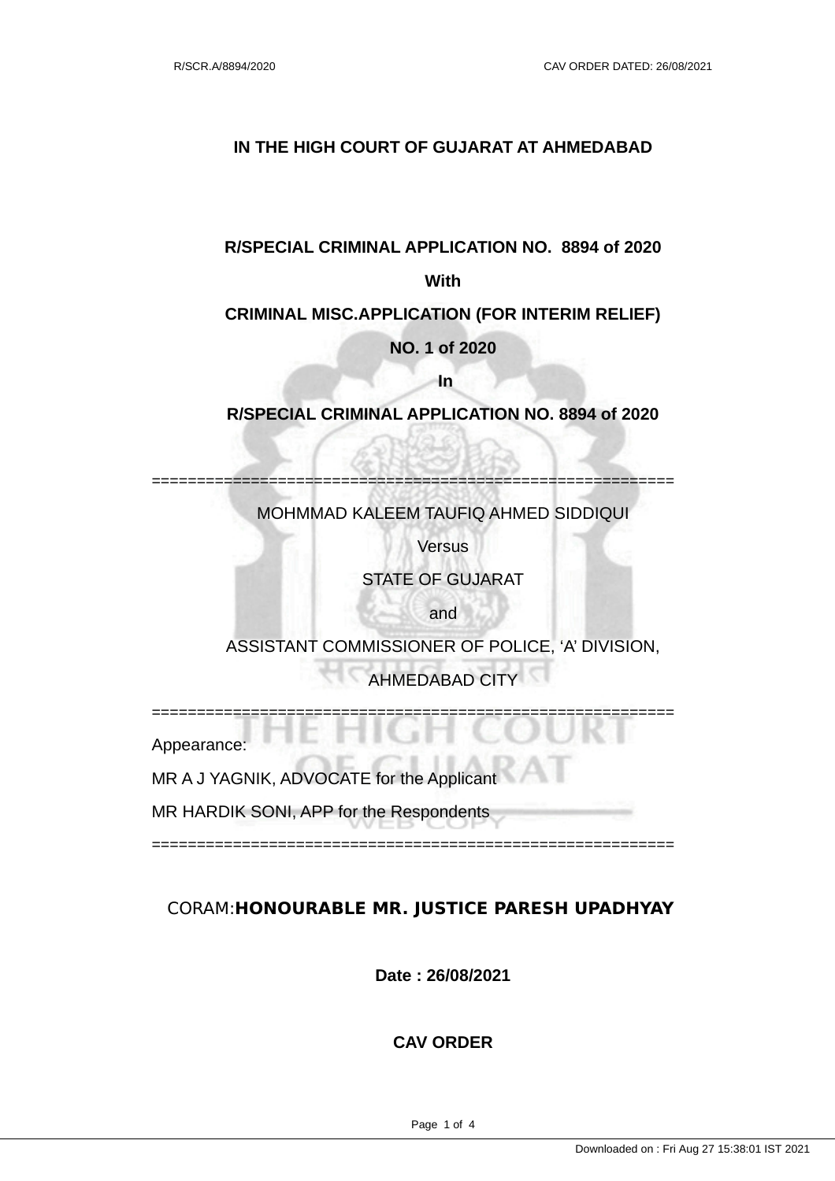# IN THE HIGH COURT OF GUJARAT AT AHMEDABAD

**R/SPECIAL CRIMINAL APPLICATION NO. 8894 of 2020**

**With**

**CRIMINAL MISC.APPLICATION (FOR INTERIM RELIEF) NO. 1 of 2020**

**In**

**R/SPECIAL CRIMINAL APPLICATION NO. 8894 of 2020**

==========================================================

MOHMMAD KALEEM TAUFIQ AHMED SIDDIQUI

Versus

STATE OF GUJARAT

and

ASSISTANT COMMISSIONER OF POLICE, 'A' DIVISION, AHMEDABAD CITY

==========================================================

Appearance:

MR A J YAGNIK, ADVOCATE for the Applicant

MR HARDIK SONI, APP for the Respondents

==========================================================

CORAM:**HONOURABLE MR. JUSTICE PARESH UPADHYAY**

**Date : 26/08/2021**

**CAV ORDER**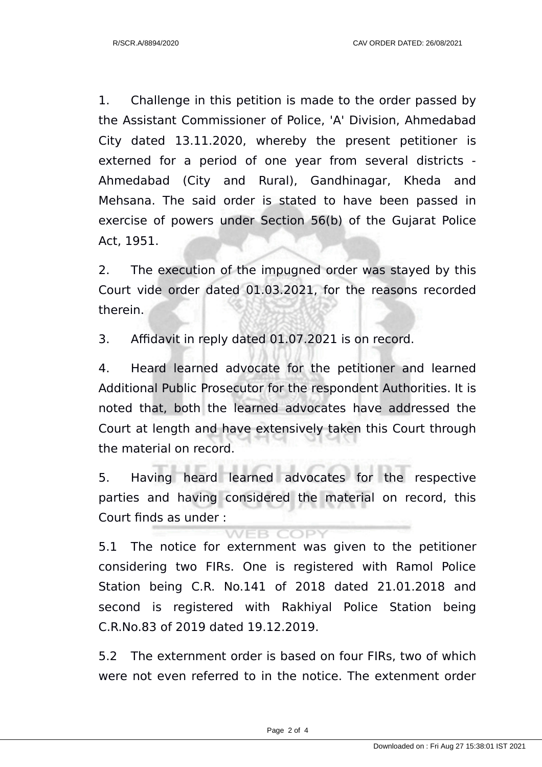1. Challenge in this petition is made to the order passed by the Assistant Commissioner of Police, 'A' Division, Ahmedabad City dated 13.11.2020, whereby the present petitioner is externed for a period of one year from several districts - Ahmedabad (City and Rural), Gandhinagar, Kheda and Mehsana. The said order is stated to have been passed in exercise of powers under Section 56(b) of the Gujarat Police Act, 1951.

2. The execution of the impugned order was stayed by this Court vide order dated 01.03.2021, for the reasons recorded therein.

3. Affidavit in reply dated 01.07.2021 is on record.

4. Heard learned advocate for the petitioner and learned Additional Public Prosecutor for the respondent Authorities. It is noted that, both the learned advocates have addressed the Court at length and have extensively taken this Court through the material on record.

5. Having heard learned advocates for the respective parties and having considered the material on record, this Court finds as under :

5.1 The notice for externment was given to the petitioner considering two FIRs. One is registered with Ramol Police Station being C.R. No.141 of 2018 dated 21.01.2018 and second is registered with Rakhiyal Police Station being C.R.No.83 of 2019 dated 19.12.2019.

5.2 The externment order is based on four FIRs, two of which were not even referred to in the notice. The extenment order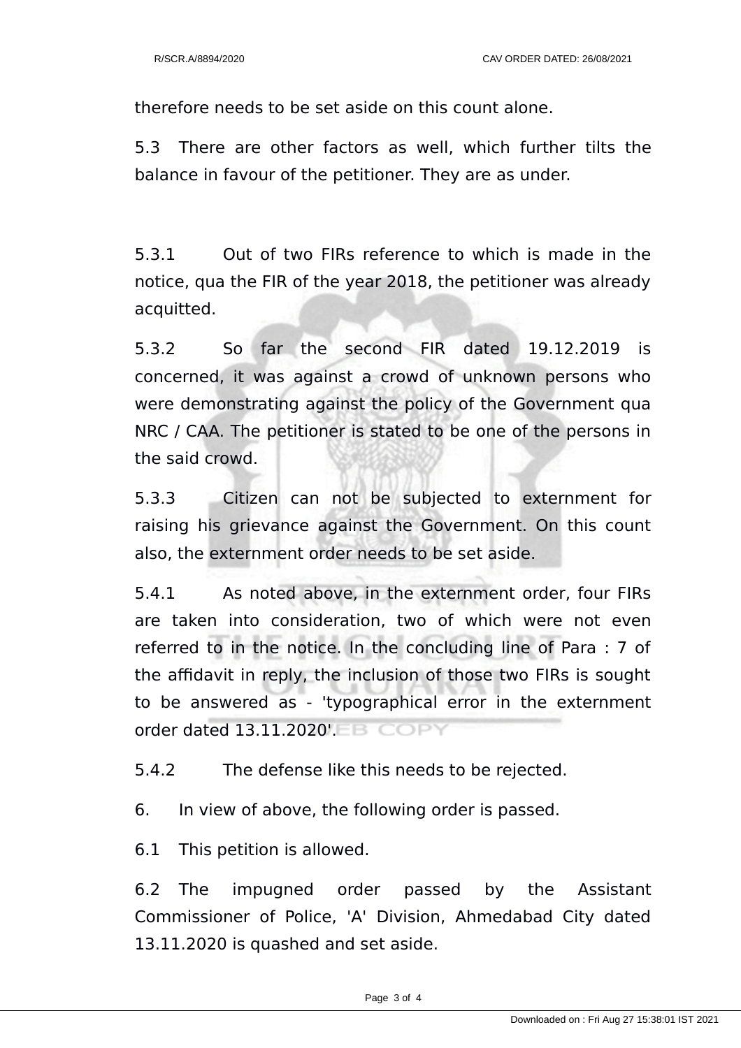therefore needs to be set aside on this count alone.

5.3 There are other factors as well, which further tilts the balance in favour of the petitioner. They are as under.

5.3.1 Out of two FIRs reference to which is made in the notice, qua the FIR of the year 2018, the petitioner was already acquitted.

5.3.2 So far the second FIR dated 19.12.2019 is concerned, it was against a crowd of unknown persons who were demonstrating against the policy of the Government qua NRC / CAA. The petitioner is stated to be one of the persons in the said crowd.

5.3.3 Citizen can not be subjected to externment for raising his grievance against the Government. On this count also, the externment order needs to be set aside.

5.4.1 As noted above, in the externment order, four FIRs are taken into consideration, two of which were not even referred to in the notice. In the concluding line of Para : 7 of the affidavit in reply, the inclusion of those two FIRs is sought to be answered as - 'typographical error in the externment order dated 13.11.2020'.

5.4.2 The defense like this needs to be rejected.

6. In view of above, the following order is passed.

6.1 This petition is allowed.

6.2 The impugned order passed by the Assistant Commissioner of Police, 'A' Division, Ahmedabad City dated 13.11.2020 is quashed and set aside.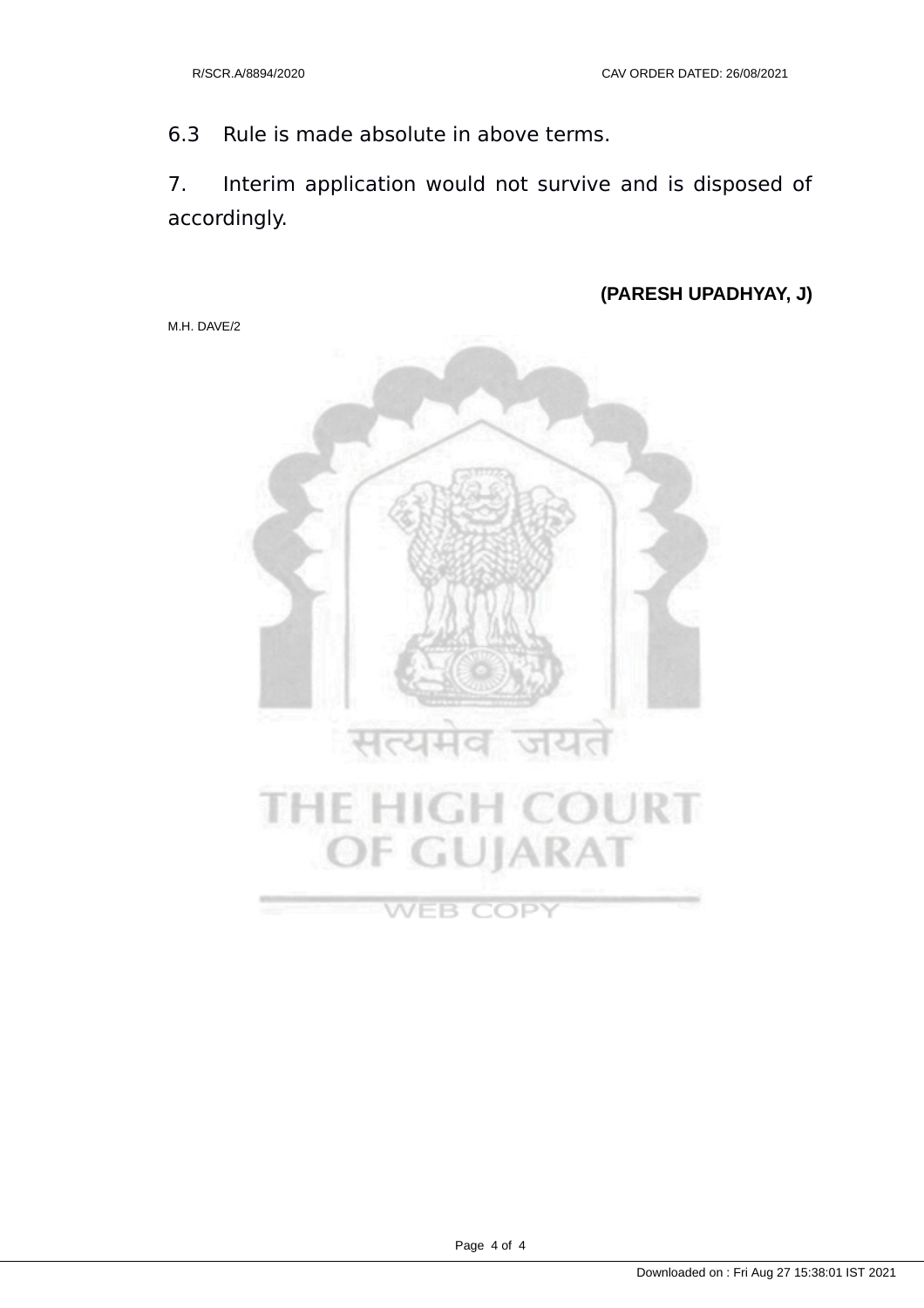6.3 Rule is made absolute in above terms.

7. Interim application would not survive and is disposed of accordingly.

**(PARESH UPADHYAY, J)**

M.H. DAVE/2